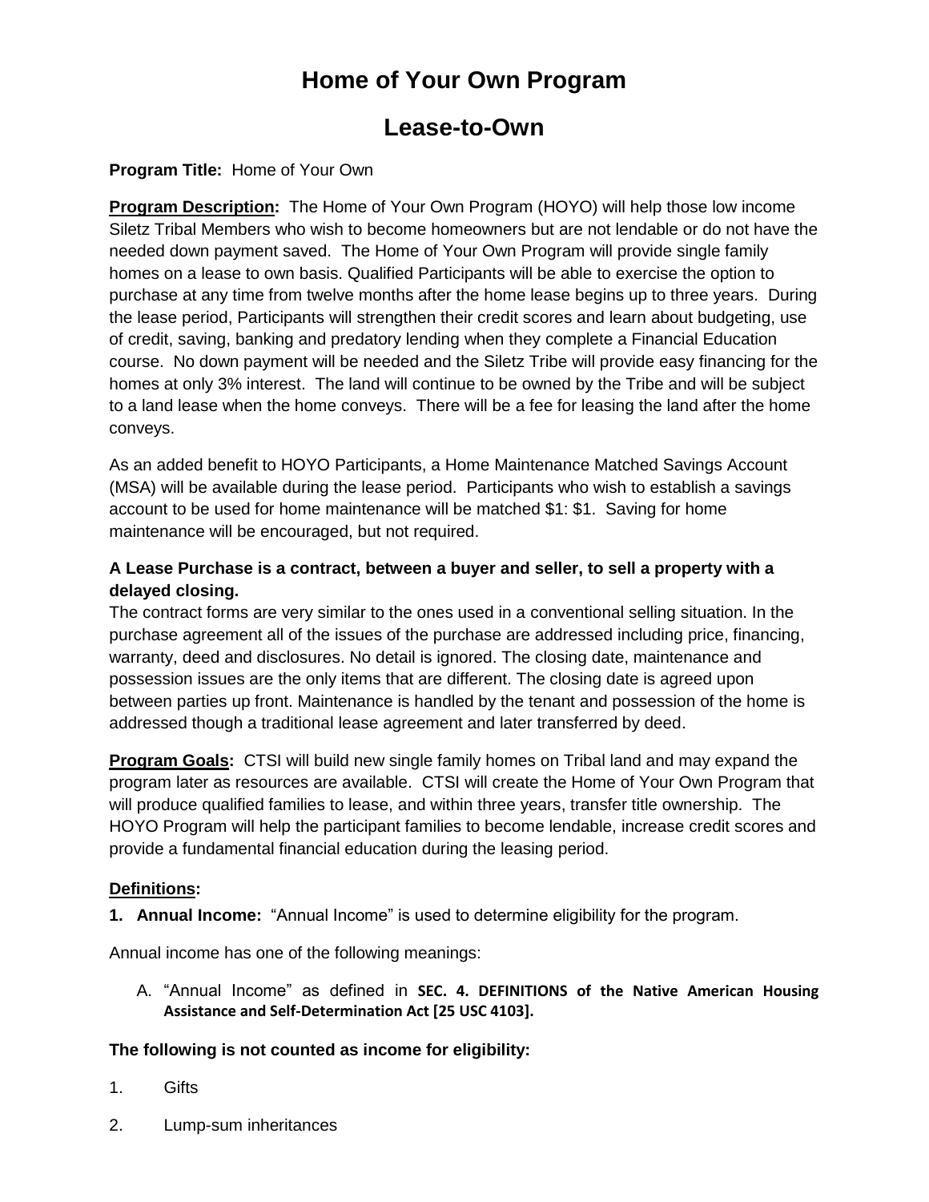# Home of Your Own Program

# Lease-to-Own

**Program Title:** Home of Your Own

**Program Description:** The Home of Your Own Program (HOYO) will help those low income Siletz Tribal Members who wish to become homeowners but are not lendable or do not have the needed down payment saved. The Home of Your Own Program will provide single family homes on a lease to own basis. Qualified Participants will be able to exercise the option to purchase at any time from twelve months after the home lease begins up to three years. During the lease period, Participants will strengthen their credit scores and learn about budgeting, use of credit, saving, banking and predatory lending when they complete a Financial Education course. No down payment will be needed and the Siletz Tribe will provide easy financing for the homes at only 3% interest. The land will continue to be owned by the Tribe and will be subject to a land lease when the home conveys. There will be a fee for leasing the land after the home conveys.

As an added benefit to HOYO Participants, a Home Maintenance Matched Savings Account (MSA) will be available during the lease period. Participants who wish to establish a savings account to be used for home maintenance will be matched $1: $1. Saving for home maintenance will be encouraged, but not required.

**A Lease Purchase is a contract, between a buyer and seller, to sell a property with a delayed closing.**

The contract forms are very similar to the ones used in a conventional selling situation. In the purchase agreement all of the issues of the purchase are addressed including price, financing, warranty, deed and disclosures. No detail is ignored. The closing date, maintenance and possession issues are the only items that are different. The closing date is agreed upon between parties up front. Maintenance is handled by the tenant and possession of the home is addressed though a traditional lease agreement and later transferred by deed.

**Program Goals:** CTSI will build new single family homes on Tribal land and may expand the program later as resources are available. CTSI will create the Home of Your Own Program that will produce qualified families to lease, and within three years, transfer title ownership. The HOYO Program will help the participant families to become lendable, increase credit scores and provide a fundamental financial education during the leasing period.

**Definitions:**

1. **Annual Income:** "Annual Income" is used to determine eligibility for the program.

Annual income has one of the following meanings:

A. "Annual Income" as defined in **SEC. 4. DEFINITIONS of the Native American Housing Assistance and Self-Determination Act [25 USC 4103].**

**The following is not counted as income for eligibility:**

1. Gifts
2. Lump-sum inheritances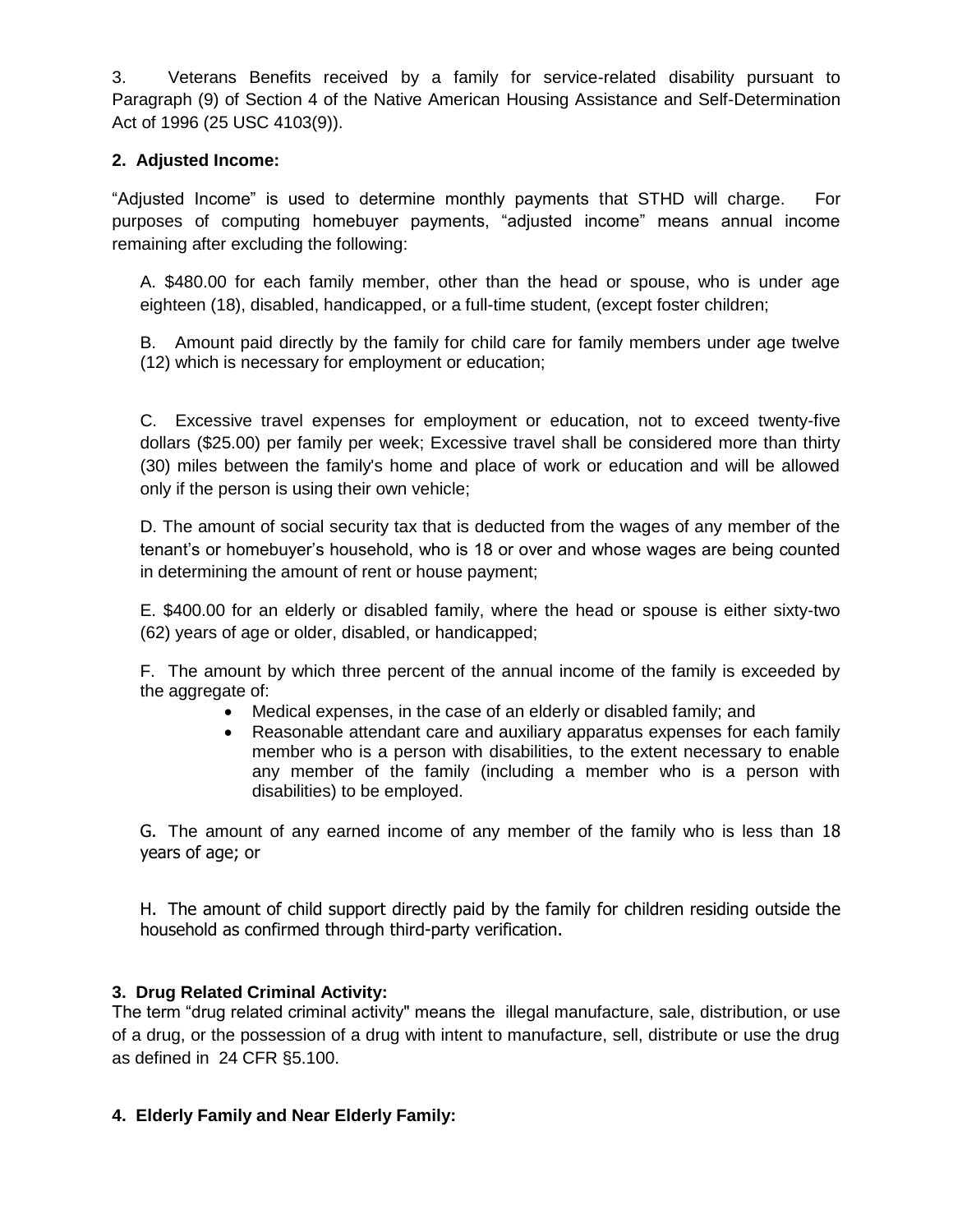3. Veterans Benefits received by a family for service-related disability pursuant to Paragraph (9) of Section 4 of the Native American Housing Assistance and Self-Determination Act of 1996 (25 USC 4103(9)).

**2. Adjusted Income:**

"Adjusted Income" is used to determine monthly payments that STHD will charge. For purposes of computing homebuyer payments, "adjusted income" means annual income remaining after excluding the following:

A. $480.00 for each family member, other than the head or spouse, who is under age eighteen (18), disabled, handicapped, or a full-time student, (except foster children;

B. Amount paid directly by the family for child care for family members under age twelve (12) which is necessary for employment or education;

C. Excessive travel expenses for employment or education, not to exceed twenty-five dollars ($25.00) per family per week; Excessive travel shall be considered more than thirty (30) miles between the family's home and place of work or education and will be allowed only if the person is using their own vehicle;

D. The amount of social security tax that is deducted from the wages of any member of the tenant's or homebuyer's household, who is 18 or over and whose wages are being counted in determining the amount of rent or house payment;

E. $400.00 for an elderly or disabled family, where the head or spouse is either sixty-two (62) years of age or older, disabled, or handicapped;

F. The amount by which three percent of the annual income of the family is exceeded by the aggregate of:

- Medical expenses, in the case of an elderly or disabled family; and
- Reasonable attendant care and auxiliary apparatus expenses for each family member who is a person with disabilities, to the extent necessary to enable any member of the family (including a member who is a person with disabilities) to be employed.

G. The amount of any earned income of any member of the family who is less than 18 years of age; or

H. The amount of child support directly paid by the family for children residing outside the household as confirmed through third-party verification.

**3. Drug Related Criminal Activity:**

The term "drug related criminal activity" means the illegal manufacture, sale, distribution, or use of a drug, or the possession of a drug with intent to manufacture, sell, distribute or use the drug as defined in 24 CFR §5.100.

**4. Elderly Family and Near Elderly Family:**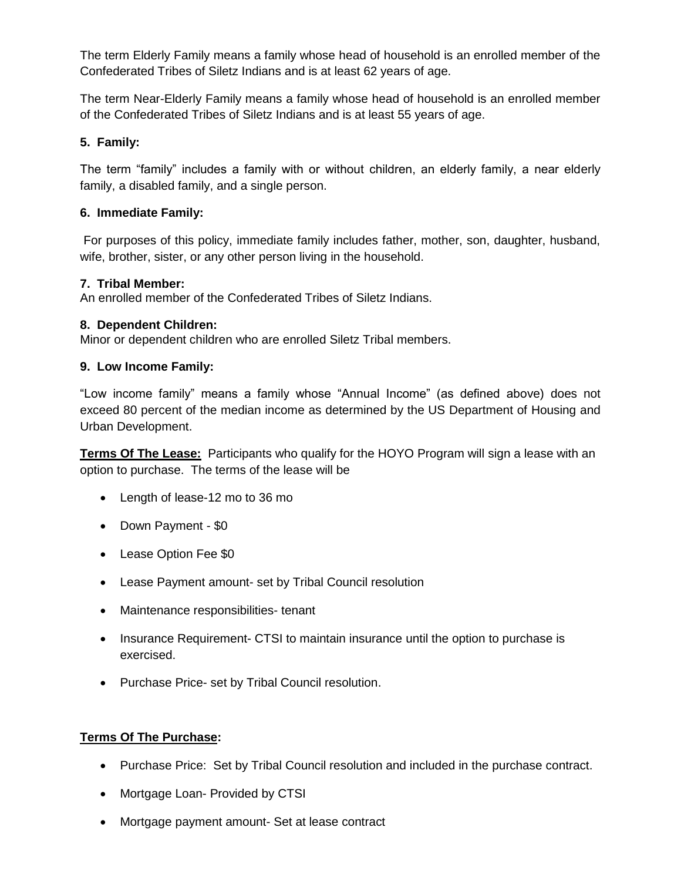The term Elderly Family means a family whose head of household is an enrolled member of the Confederated Tribes of Siletz Indians and is at least 62 years of age.

The term Near-Elderly Family means a family whose head of household is an enrolled member of the Confederated Tribes of Siletz Indians and is at least 55 years of age.

**5. Family:**

The term "family" includes a family with or without children, an elderly family, a near elderly family, a disabled family, and a single person.

**6. Immediate Family:**

For purposes of this policy, immediate family includes father, mother, son, daughter, husband, wife, brother, sister, or any other person living in the household.

**7. Tribal Member:**
An enrolled member of the Confederated Tribes of Siletz Indians.

**8. Dependent Children:**
Minor or dependent children who are enrolled Siletz Tribal members.

**9. Low Income Family:**

"Low income family" means a family whose "Annual Income" (as defined above) does not exceed 80 percent of the median income as determined by the US Department of Housing and Urban Development.

**Terms Of The Lease:** Participants who qualify for the HOYO Program will sign a lease with an option to purchase. The terms of the lease will be

- Length of lease-12 mo to 36 mo
- Down Payment - $0
- Lease Option Fee $0
- Lease Payment amount- set by Tribal Council resolution
- Maintenance responsibilities- tenant
- Insurance Requirement- CTSI to maintain insurance until the option to purchase is exercised.
- Purchase Price- set by Tribal Council resolution.

**Terms Of The Purchase:**

- Purchase Price: Set by Tribal Council resolution and included in the purchase contract.
- Mortgage Loan- Provided by CTSI
- Mortgage payment amount- Set at lease contract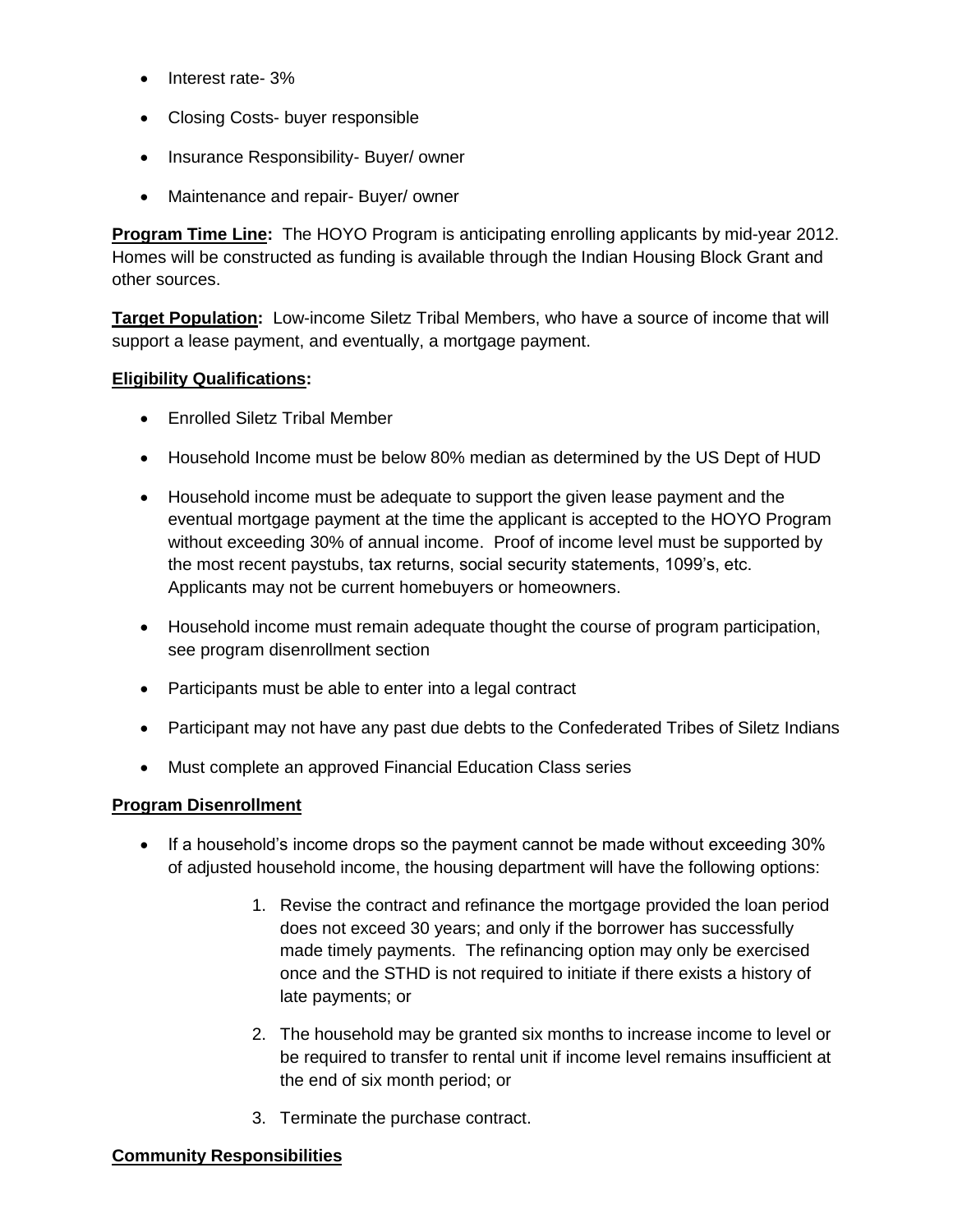- Interest rate- 3%
- Closing Costs- buyer responsible
- Insurance Responsibility- Buyer/ owner
- Maintenance and repair- Buyer/ owner

**Program Time Line:** The HOYO Program is anticipating enrolling applicants by mid-year 2012. Homes will be constructed as funding is available through the Indian Housing Block Grant and other sources.

**Target Population:** Low-income Siletz Tribal Members, who have a source of income that will support a lease payment, and eventually, a mortgage payment.

**Eligibility Qualifications:**

- Enrolled Siletz Tribal Member
- Household Income must be below 80% median as determined by the US Dept of HUD
- Household income must be adequate to support the given lease payment and the eventual mortgage payment at the time the applicant is accepted to the HOYO Program without exceeding 30% of annual income. Proof of income level must be supported by the most recent paystubs, tax returns, social security statements, 1099's, etc. Applicants may not be current homebuyers or homeowners.
- Household income must remain adequate thought the course of program participation, see program disenrollment section
- Participants must be able to enter into a legal contract
- Participant may not have any past due debts to the Confederated Tribes of Siletz Indians
- Must complete an approved Financial Education Class series

**Program Disenrollment**

- If a household's income drops so the payment cannot be made without exceeding 30% of adjusted household income, the housing department will have the following options:

  1. Revise the contract and refinance the mortgage provided the loan period does not exceed 30 years; and only if the borrower has successfully made timely payments. The refinancing option may only be exercised once and the STHD is not required to initiate if there exists a history of late payments; or
  2. The household may be granted six months to increase income to level or be required to transfer to rental unit if income level remains insufficient at the end of six month period; or
  3. Terminate the purchase contract.

**Community Responsibilities**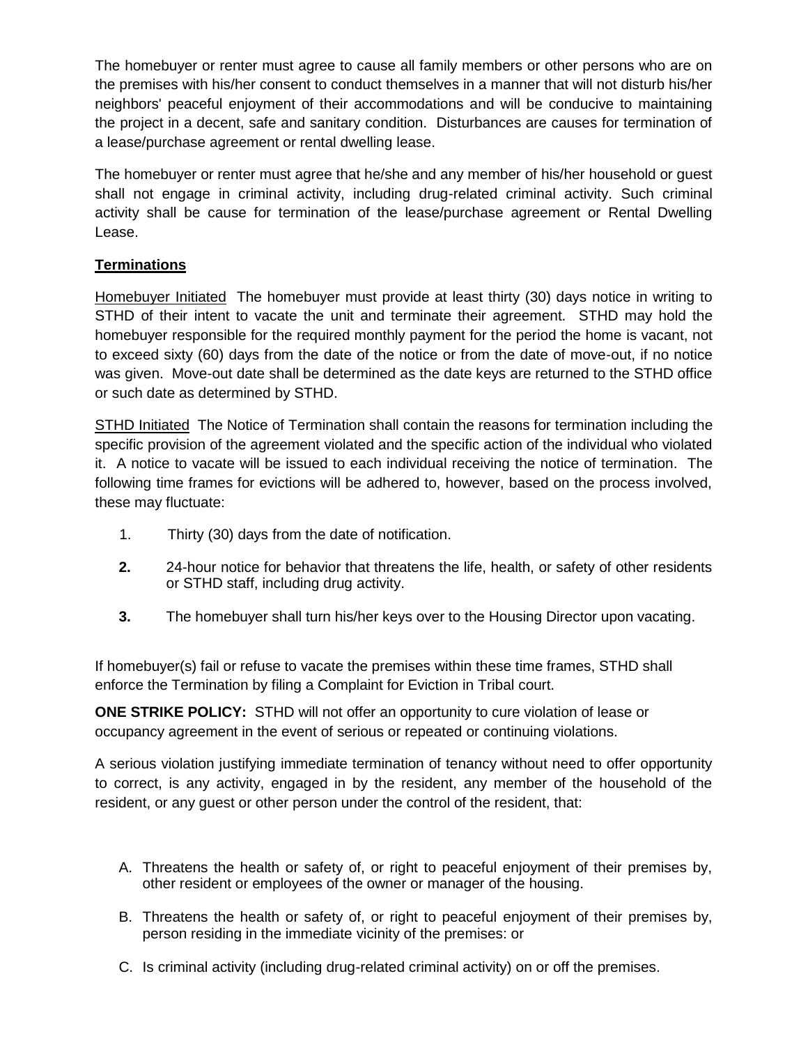The homebuyer or renter must agree to cause all family members or other persons who are on the premises with his/her consent to conduct themselves in a manner that will not disturb his/her neighbors' peaceful enjoyment of their accommodations and will be conducive to maintaining the project in a decent, safe and sanitary condition. Disturbances are causes for termination of a lease/purchase agreement or rental dwelling lease.

The homebuyer or renter must agree that he/she and any member of his/her household or guest shall not engage in criminal activity, including drug-related criminal activity. Such criminal activity shall be cause for termination of the lease/purchase agreement or Rental Dwelling Lease.

**Terminations**

Homebuyer Initiated The homebuyer must provide at least thirty (30) days notice in writing to STHD of their intent to vacate the unit and terminate their agreement. STHD may hold the homebuyer responsible for the required monthly payment for the period the home is vacant, not to exceed sixty (60) days from the date of the notice or from the date of move-out, if no notice was given. Move-out date shall be determined as the date keys are returned to the STHD office or such date as determined by STHD.

STHD Initiated The Notice of Termination shall contain the reasons for termination including the specific provision of the agreement violated and the specific action of the individual who violated it. A notice to vacate will be issued to each individual receiving the notice of termination. The following time frames for evictions will be adhered to, however, based on the process involved, these may fluctuate:

1. Thirty (30) days from the date of notification.
2. 24-hour notice for behavior that threatens the life, health, or safety of other residents or STHD staff, including drug activity.
3. The homebuyer shall turn his/her keys over to the Housing Director upon vacating.

If homebuyer(s) fail or refuse to vacate the premises within these time frames, STHD shall enforce the Termination by filing a Complaint for Eviction in Tribal court.

**ONE STRIKE POLICY:** STHD will not offer an opportunity to cure violation of lease or occupancy agreement in the event of serious or repeated or continuing violations.

A serious violation justifying immediate termination of tenancy without need to offer opportunity to correct, is any activity, engaged in by the resident, any member of the household of the resident, or any guest or other person under the control of the resident, that:

A. Threatens the health or safety of, or right to peaceful enjoyment of their premises by, other resident or employees of the owner or manager of the housing.
B. Threatens the health or safety of, or right to peaceful enjoyment of their premises by, person residing in the immediate vicinity of the premises: or
C. Is criminal activity (including drug-related criminal activity) on or off the premises.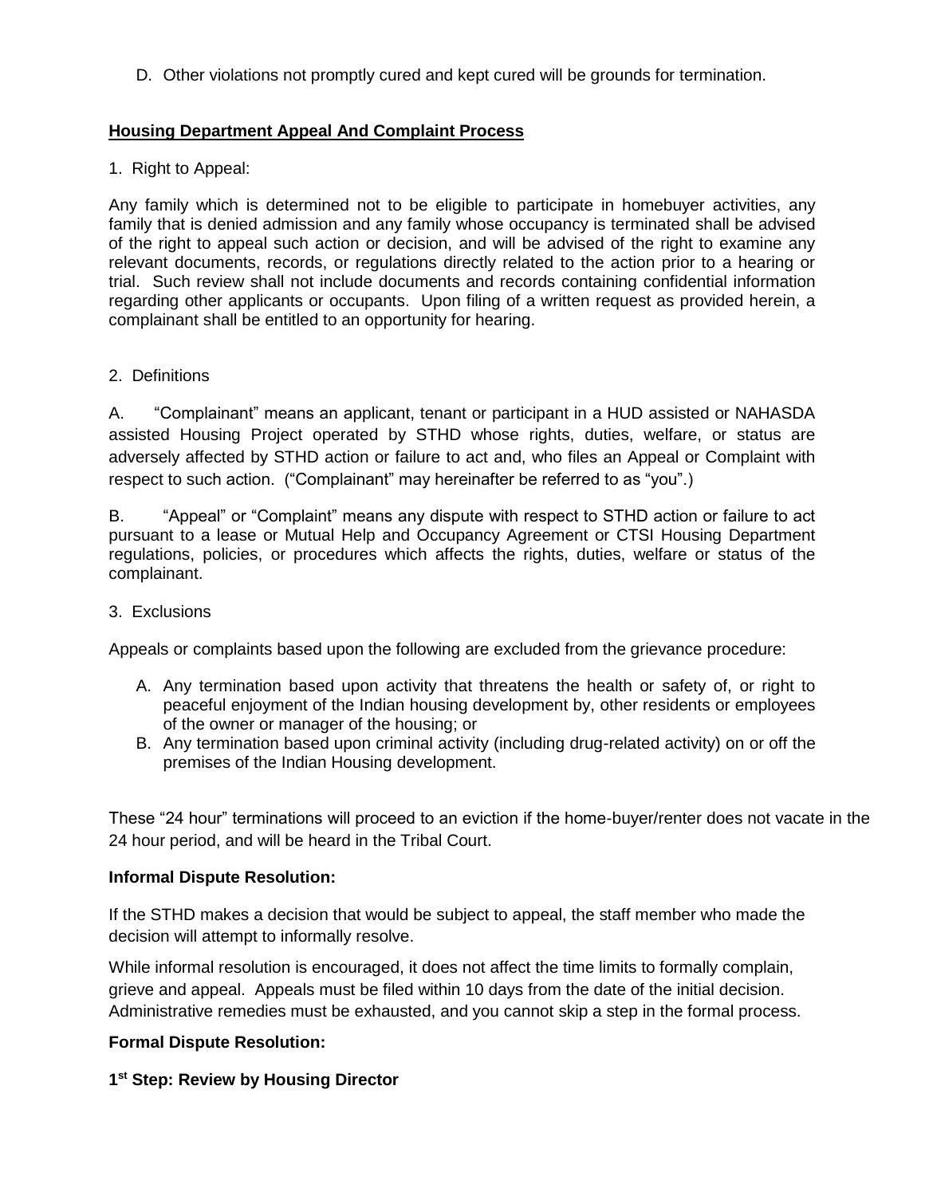D. Other violations not promptly cured and kept cured will be grounds for termination.

## Housing Department Appeal And Complaint Process

1. Right to Appeal:

Any family which is determined not to be eligible to participate in homebuyer activities, any family that is denied admission and any family whose occupancy is terminated shall be advised of the right to appeal such action or decision, and will be advised of the right to examine any relevant documents, records, or regulations directly related to the action prior to a hearing or trial. Such review shall not include documents and records containing confidential information regarding other applicants or occupants. Upon filing of a written request as provided herein, a complainant shall be entitled to an opportunity for hearing.

2. Definitions

A. "Complainant" means an applicant, tenant or participant in a HUD assisted or NAHASDA assisted Housing Project operated by STHD whose rights, duties, welfare, or status are adversely affected by STHD action or failure to act and, who files an Appeal or Complaint with respect to such action. ("Complainant" may hereinafter be referred to as "you".)

B. "Appeal" or "Complaint" means any dispute with respect to STHD action or failure to act pursuant to a lease or Mutual Help and Occupancy Agreement or CTSI Housing Department regulations, policies, or procedures which affects the rights, duties, welfare or status of the complainant.

3. Exclusions

Appeals or complaints based upon the following are excluded from the grievance procedure:

A. Any termination based upon activity that threatens the health or safety of, or right to peaceful enjoyment of the Indian housing development by, other residents or employees of the owner or manager of the housing; or
B. Any termination based upon criminal activity (including drug-related activity) on or off the premises of the Indian Housing development.

These "24 hour" terminations will proceed to an eviction if the home-buyer/renter does not vacate in the 24 hour period, and will be heard in the Tribal Court.

**Informal Dispute Resolution:**

If the STHD makes a decision that would be subject to appeal, the staff member who made the decision will attempt to informally resolve.

While informal resolution is encouraged, it does not affect the time limits to formally complain, grieve and appeal. Appeals must be filed within 10 days from the date of the initial decision. Administrative remedies must be exhausted, and you cannot skip a step in the formal process.

**Formal Dispute Resolution:**

**1st Step: Review by Housing Director**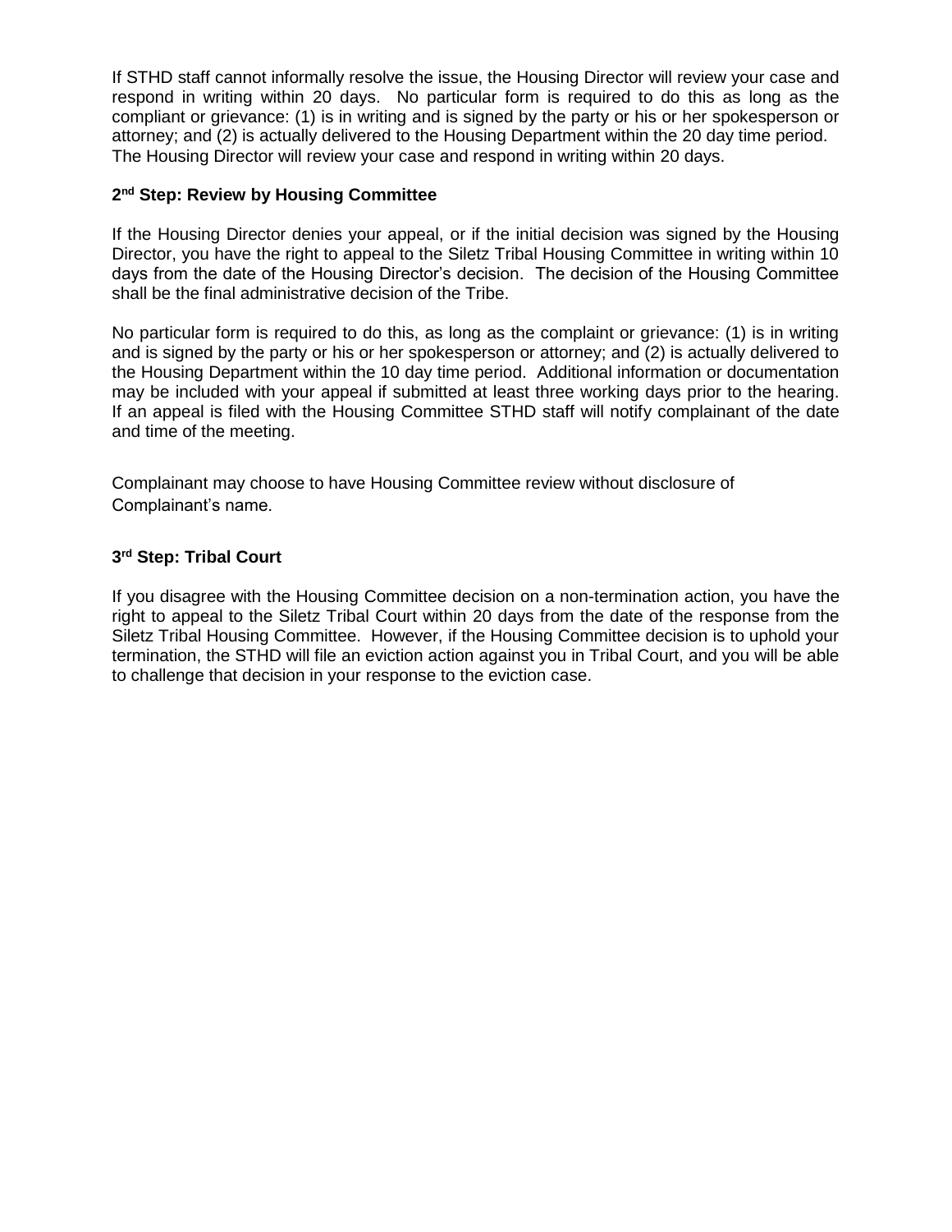If STHD staff cannot informally resolve the issue, the Housing Director will review your case and respond in writing within 20 days. No particular form is required to do this as long as the compliant or grievance: (1) is in writing and is signed by the party or his or her spokesperson or attorney; and (2) is actually delivered to the Housing Department within the 20 day time period. The Housing Director will review your case and respond in writing within 20 days.

**2nd Step: Review by Housing Committee**

If the Housing Director denies your appeal, or if the initial decision was signed by the Housing Director, you have the right to appeal to the Siletz Tribal Housing Committee in writing within 10 days from the date of the Housing Director's decision. The decision of the Housing Committee shall be the final administrative decision of the Tribe.

No particular form is required to do this, as long as the complaint or grievance: (1) is in writing and is signed by the party or his or her spokesperson or attorney; and (2) is actually delivered to the Housing Department within the 10 day time period. Additional information or documentation may be included with your appeal if submitted at least three working days prior to the hearing. If an appeal is filed with the Housing Committee STHD staff will notify complainant of the date and time of the meeting.

Complainant may choose to have Housing Committee review without disclosure of Complainant's name.

**3rd Step: Tribal Court**

If you disagree with the Housing Committee decision on a non-termination action, you have the right to appeal to the Siletz Tribal Court within 20 days from the date of the response from the Siletz Tribal Housing Committee. However, if the Housing Committee decision is to uphold your termination, the STHD will file an eviction action against you in Tribal Court, and you will be able to challenge that decision in your response to the eviction case.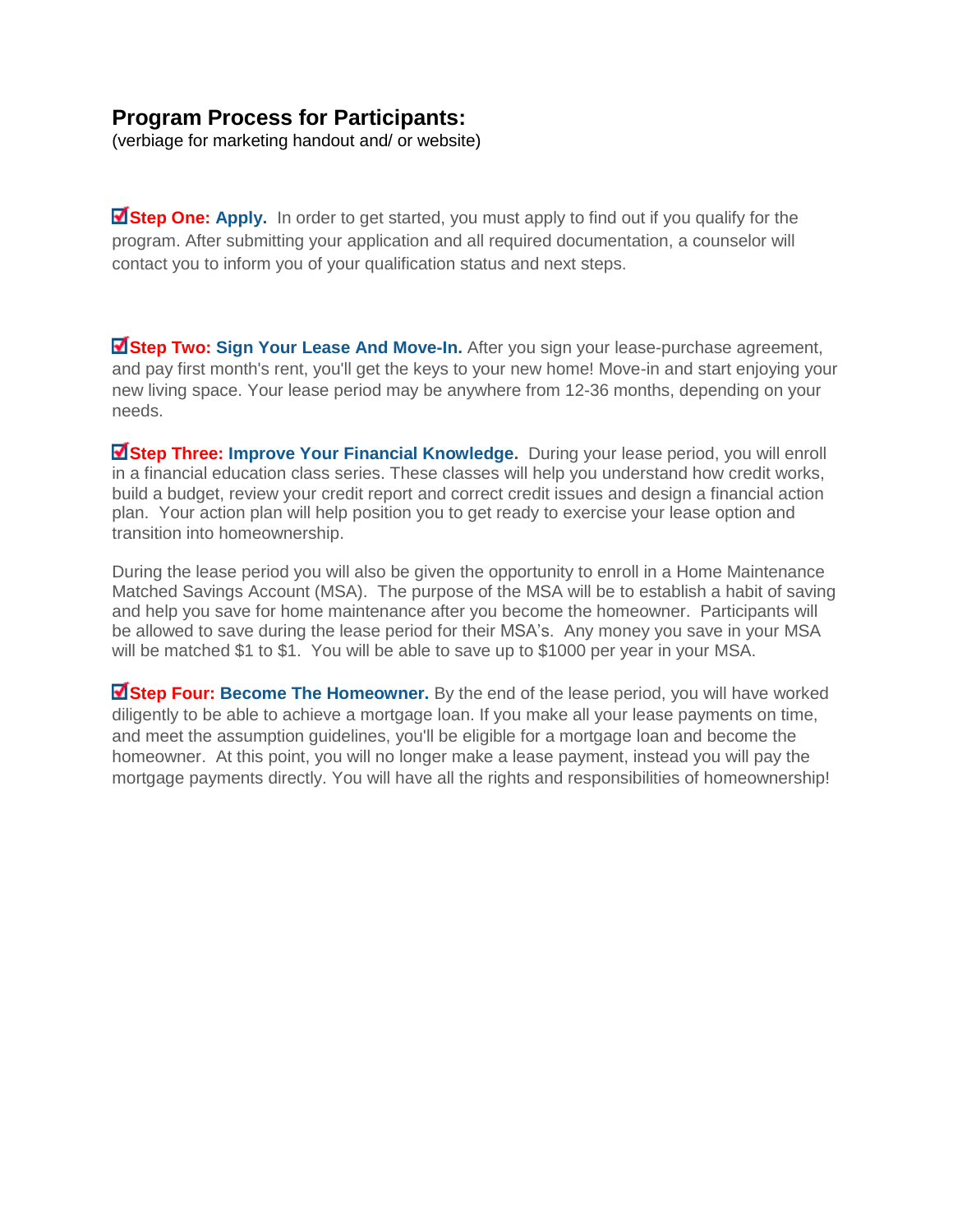## Program Process for Participants:

(verbiage for marketing handout and/ or website)

☑ **Step One: Apply.** In order to get started, you must apply to find out if you qualify for the program. After submitting your application and all required documentation, a counselor will contact you to inform you of your qualification status and next steps.

☑ **Step Two: Sign Your Lease And Move-In.** After you sign your lease-purchase agreement, and pay first month's rent, you'll get the keys to your new home! Move-in and start enjoying your new living space. Your lease period may be anywhere from 12-36 months, depending on your needs.

☑ **Step Three: Improve Your Financial Knowledge.** During your lease period, you will enroll in a financial education class series. These classes will help you understand how credit works, build a budget, review your credit report and correct credit issues and design a financial action plan. Your action plan will help position you to get ready to exercise your lease option and transition into homeownership.

During the lease period you will also be given the opportunity to enroll in a Home Maintenance Matched Savings Account (MSA). The purpose of the MSA will be to establish a habit of saving and help you save for home maintenance after you become the homeowner. Participants will be allowed to save during the lease period for their MSA's. Any money you save in your MSA will be matched $1 to $1. You will be able to save up to $1000 per year in your MSA.

☑ **Step Four: Become The Homeowner.** By the end of the lease period, you will have worked diligently to be able to achieve a mortgage loan. If you make all your lease payments on time, and meet the assumption guidelines, you'll be eligible for a mortgage loan and become the homeowner. At this point, you will no longer make a lease payment, instead you will pay the mortgage payments directly. You will have all the rights and responsibilities of homeownership!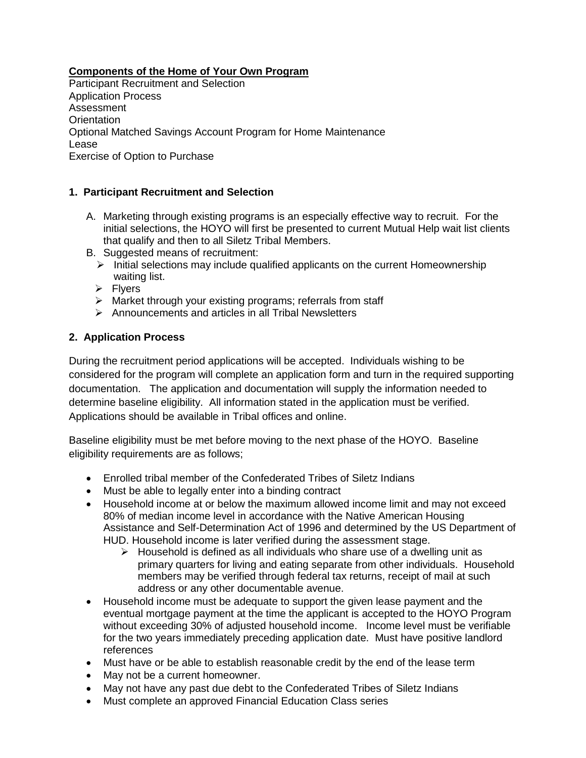**Components of the Home of Your Own Program**

Participant Recruitment and Selection
Application Process
Assessment
Orientation
Optional Matched Savings Account Program for Home Maintenance
Lease
Exercise of Option to Purchase

### 1. Participant Recruitment and Selection

A. Marketing through existing programs is an especially effective way to recruit. For the initial selections, the HOYO will first be presented to current Mutual Help wait list clients that qualify and then to all Siletz Tribal Members.

B. Suggested means of recruitment:
   - Initial selections may include qualified applicants on the current Homeownership waiting list.
   - Flyers
   - Market through your existing programs; referrals from staff
   - Announcements and articles in all Tribal Newsletters

### 2. Application Process

During the recruitment period applications will be accepted. Individuals wishing to be considered for the program will complete an application form and turn in the required supporting documentation. The application and documentation will supply the information needed to determine baseline eligibility. All information stated in the application must be verified. Applications should be available in Tribal offices and online.

Baseline eligibility must be met before moving to the next phase of the HOYO. Baseline eligibility requirements are as follows;

- Enrolled tribal member of the Confederated Tribes of Siletz Indians
- Must be able to legally enter into a binding contract
- Household income at or below the maximum allowed income limit and may not exceed 80% of median income level in accordance with the Native American Housing Assistance and Self-Determination Act of 1996 and determined by the US Department of HUD. Household income is later verified during the assessment stage.
  - Household is defined as all individuals who share use of a dwelling unit as primary quarters for living and eating separate from other individuals. Household members may be verified through federal tax returns, receipt of mail at such address or any other documentable avenue.
- Household income must be adequate to support the given lease payment and the eventual mortgage payment at the time the applicant is accepted to the HOYO Program without exceeding 30% of adjusted household income. Income level must be verifiable for the two years immediately preceding application date. Must have positive landlord references
- Must have or be able to establish reasonable credit by the end of the lease term
- May not be a current homeowner.
- May not have any past due debt to the Confederated Tribes of Siletz Indians
- Must complete an approved Financial Education Class series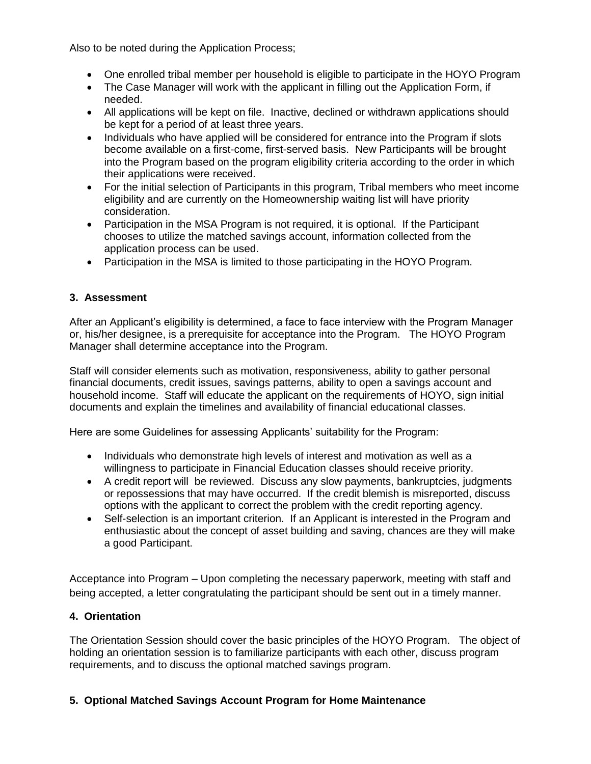Also to be noted during the Application Process;

- One enrolled tribal member per household is eligible to participate in the HOYO Program
- The Case Manager will work with the applicant in filling out the Application Form, if needed.
- All applications will be kept on file. Inactive, declined or withdrawn applications should be kept for a period of at least three years.
- Individuals who have applied will be considered for entrance into the Program if slots become available on a first-come, first-served basis. New Participants will be brought into the Program based on the program eligibility criteria according to the order in which their applications were received.
- For the initial selection of Participants in this program, Tribal members who meet income eligibility and are currently on the Homeownership waiting list will have priority consideration.
- Participation in the MSA Program is not required, it is optional. If the Participant chooses to utilize the matched savings account, information collected from the application process can be used.
- Participation in the MSA is limited to those participating in the HOYO Program.

**3. Assessment**

After an Applicant's eligibility is determined, a face to face interview with the Program Manager or, his/her designee, is a prerequisite for acceptance into the Program. The HOYO Program Manager shall determine acceptance into the Program.

Staff will consider elements such as motivation, responsiveness, ability to gather personal financial documents, credit issues, savings patterns, ability to open a savings account and household income. Staff will educate the applicant on the requirements of HOYO, sign initial documents and explain the timelines and availability of financial educational classes.

Here are some Guidelines for assessing Applicants' suitability for the Program:

- Individuals who demonstrate high levels of interest and motivation as well as a willingness to participate in Financial Education classes should receive priority.
- A credit report will be reviewed. Discuss any slow payments, bankruptcies, judgments or repossessions that may have occurred. If the credit blemish is misreported, discuss options with the applicant to correct the problem with the credit reporting agency.
- Self-selection is an important criterion. If an Applicant is interested in the Program and enthusiastic about the concept of asset building and saving, chances are they will make a good Participant.

Acceptance into Program – Upon completing the necessary paperwork, meeting with staff and being accepted, a letter congratulating the participant should be sent out in a timely manner.

**4. Orientation**

The Orientation Session should cover the basic principles of the HOYO Program. The object of holding an orientation session is to familiarize participants with each other, discuss program requirements, and to discuss the optional matched savings program.

**5. Optional Matched Savings Account Program for Home Maintenance**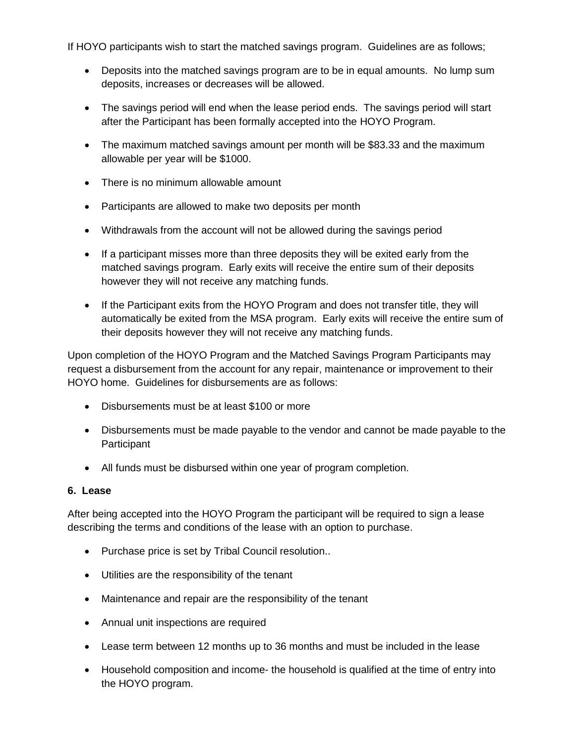If HOYO participants wish to start the matched savings program. Guidelines are as follows;

- Deposits into the matched savings program are to be in equal amounts. No lump sum deposits, increases or decreases will be allowed.
- The savings period will end when the lease period ends. The savings period will start after the Participant has been formally accepted into the HOYO Program.
- The maximum matched savings amount per month will be $83.33 and the maximum allowable per year will be $1000.
- There is no minimum allowable amount
- Participants are allowed to make two deposits per month
- Withdrawals from the account will not be allowed during the savings period
- If a participant misses more than three deposits they will be exited early from the matched savings program. Early exits will receive the entire sum of their deposits however they will not receive any matching funds.
- If the Participant exits from the HOYO Program and does not transfer title, they will automatically be exited from the MSA program. Early exits will receive the entire sum of their deposits however they will not receive any matching funds.

Upon completion of the HOYO Program and the Matched Savings Program Participants may request a disbursement from the account for any repair, maintenance or improvement to their HOYO home. Guidelines for disbursements are as follows:

- Disbursements must be at least $100 or more
- Disbursements must be made payable to the vendor and cannot be made payable to the Participant
- All funds must be disbursed within one year of program completion.

**6. Lease**

After being accepted into the HOYO Program the participant will be required to sign a lease describing the terms and conditions of the lease with an option to purchase.

- Purchase price is set by Tribal Council resolution..
- Utilities are the responsibility of the tenant
- Maintenance and repair are the responsibility of the tenant
- Annual unit inspections are required
- Lease term between 12 months up to 36 months and must be included in the lease
- Household composition and income- the household is qualified at the time of entry into the HOYO program.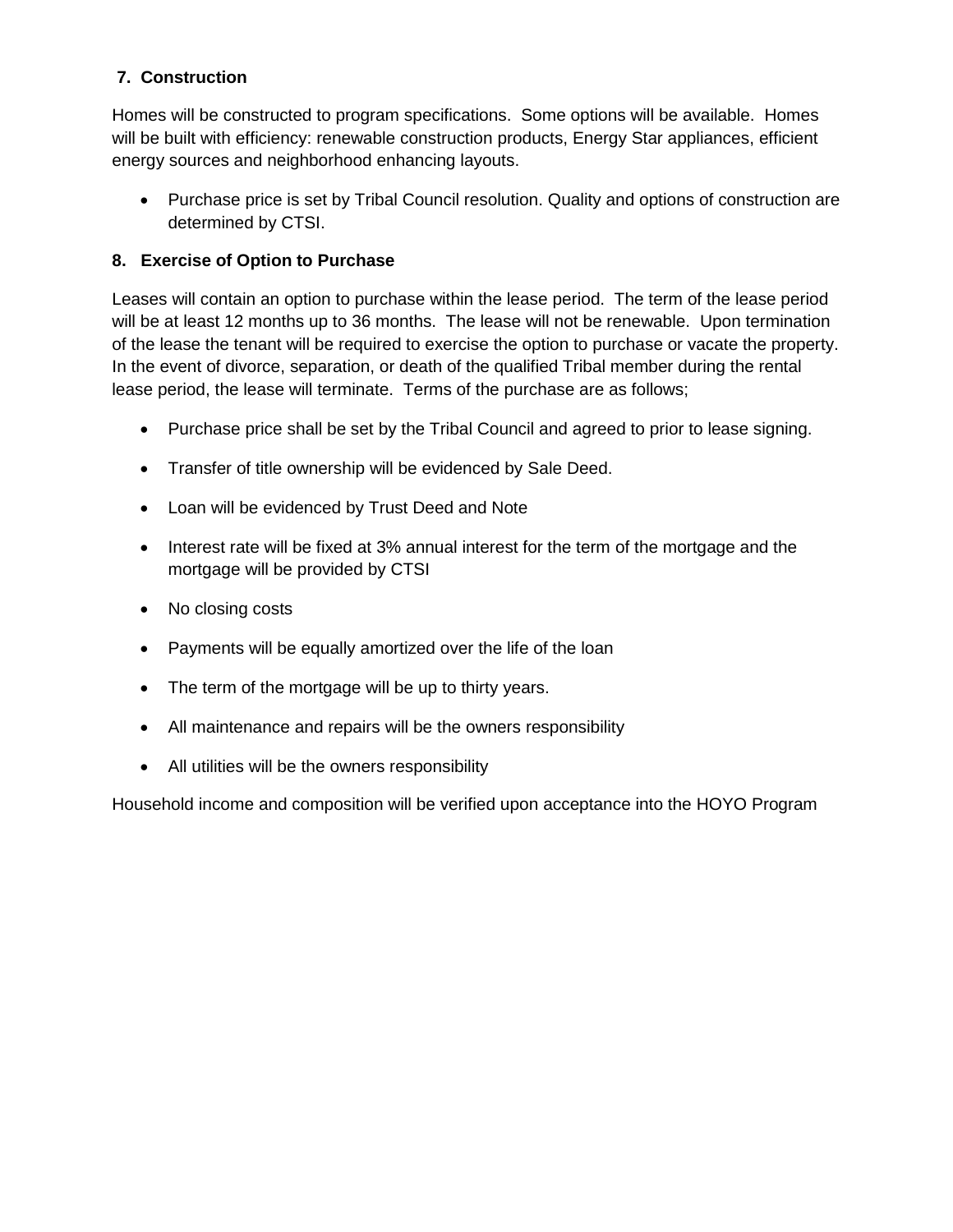**7. Construction**

Homes will be constructed to program specifications. Some options will be available. Homes will be built with efficiency: renewable construction products, Energy Star appliances, efficient energy sources and neighborhood enhancing layouts.

- Purchase price is set by Tribal Council resolution. Quality and options of construction are determined by CTSI.

**8. Exercise of Option to Purchase**

Leases will contain an option to purchase within the lease period. The term of the lease period will be at least 12 months up to 36 months. The lease will not be renewable. Upon termination of the lease the tenant will be required to exercise the option to purchase or vacate the property. In the event of divorce, separation, or death of the qualified Tribal member during the rental lease period, the lease will terminate. Terms of the purchase are as follows;

- Purchase price shall be set by the Tribal Council and agreed to prior to lease signing.
- Transfer of title ownership will be evidenced by Sale Deed.
- Loan will be evidenced by Trust Deed and Note
- Interest rate will be fixed at 3% annual interest for the term of the mortgage and the mortgage will be provided by CTSI
- No closing costs
- Payments will be equally amortized over the life of the loan
- The term of the mortgage will be up to thirty years.
- All maintenance and repairs will be the owners responsibility
- All utilities will be the owners responsibility

Household income and composition will be verified upon acceptance into the HOYO Program